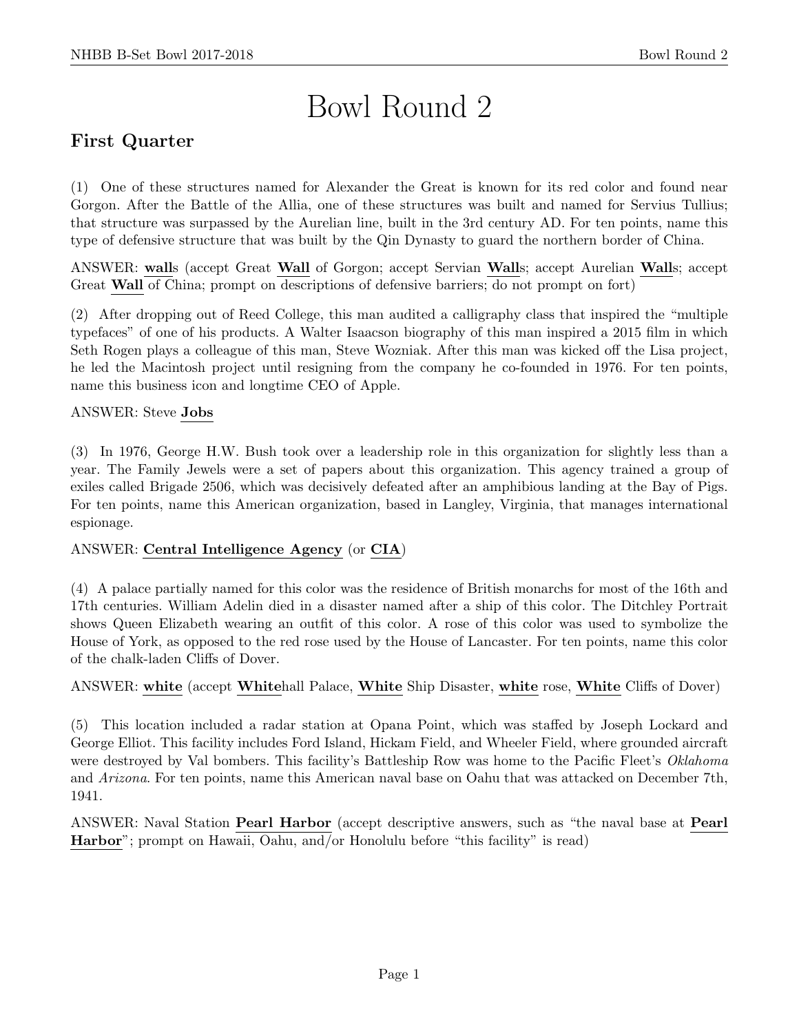# Bowl Round 2

## First Quarter

(1) One of these structures named for Alexander the Great is known for its red color and found near Gorgon. After the Battle of the Allia, one of these structures was built and named for Servius Tullius; that structure was surpassed by the Aurelian line, built in the 3rd century AD. For ten points, name this type of defensive structure that was built by the Qin Dynasty to guard the northern border of China.

ANSWER: **wall**s (accept Great **Wall** of Gorgon; accept Servian **Wall**s; accept Aurelian **Wall**s; accept Great **Wall** of China; prompt on descriptions of defensive barriers; do not prompt on fort)

(2) After dropping out of Reed College, this man audited a calligraphy class that inspired the "multiple typefaces" of one of his products. A Walter Isaacson biography of this man inspired a 2015 film in which Seth Rogen plays a colleague of this man, Steve Wozniak. After this man was kicked off the Lisa project, he led the Macintosh project until resigning from the company he co-founded in 1976. For ten points, name this business icon and longtime CEO of Apple.

ANSWER: Steve **Jobs**

(3) In 1976, George H.W. Bush took over a leadership role in this organization for slightly less than a year. The Family Jewels were a set of papers about this organization. This agency trained a group of exiles called Brigade 2506, which was decisively defeated after an amphibious landing at the Bay of Pigs. For ten points, name this American organization, based in Langley, Virginia, that manages international espionage.

ANSWER: **Central Intelligence Agency** (or **CIA**)

(4) A palace partially named for this color was the residence of British monarchs for most of the 16th and 17th centuries. William Adelin died in a disaster named after a ship of this color. The Ditchley Portrait shows Queen Elizabeth wearing an outfit of this color. A rose of this color was used to symbolize the House of York, as opposed to the red rose used by the House of Lancaster. For ten points, name this color of the chalk-laden Cliffs of Dover.

ANSWER: **white** (accept **White**hall Palace, **White** Ship Disaster, **white** rose, **White** Cliffs of Dover)

(5) This location included a radar station at Opana Point, which was staffed by Joseph Lockard and George Elliot. This facility includes Ford Island, Hickam Field, and Wheeler Field, where grounded aircraft were destroyed by Val bombers. This facility's Battleship Row was home to the Pacific Fleet's *Oklahoma* and *Arizona*. For ten points, name this American naval base on Oahu that was attacked on December 7th, 1941.

ANSWER: Naval Station **Pearl Harbor** (accept descriptive answers, such as "the naval base at **Pearl Harbor**"; prompt on Hawaii, Oahu, and/or Honolulu before "this facility" is read)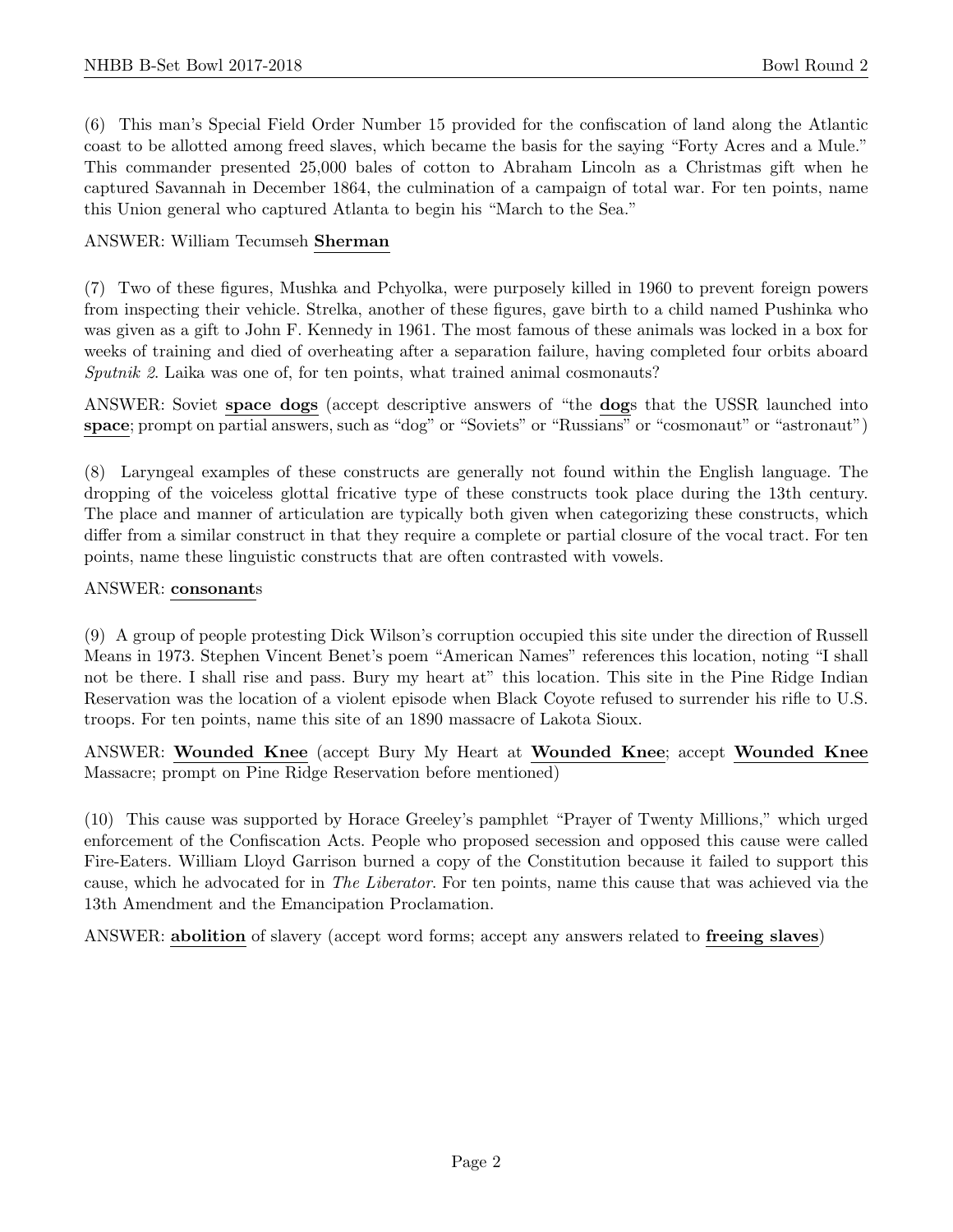(6) This man's Special Field Order Number 15 provided for the confiscation of land along the Atlantic coast to be allotted among freed slaves, which became the basis for the saying "Forty Acres and a Mule." This commander presented 25,000 bales of cotton to Abraham Lincoln as a Christmas gift when he captured Savannah in December 1864, the culmination of a campaign of total war. For ten points, name this Union general who captured Atlanta to begin his "March to the Sea."

ANSWER: William Tecumseh **Sherman**

(7) Two of these figures, Mushka and Pchyolka, were purposely killed in 1960 to prevent foreign powers from inspecting their vehicle. Strelka, another of these figures, gave birth to a child named Pushinka who was given as a gift to John F. Kennedy in 1961. The most famous of these animals was locked in a box for weeks of training and died of overheating after a separation failure, having completed four orbits aboard *Sputnik 2*. Laika was one of, for ten points, what trained animal cosmonauts?

ANSWER: Soviet **space dogs** (accept descriptive answers of "the **dog**s that the USSR launched into **space**; prompt on partial answers, such as "dog" or "Soviets" or "Russians" or "cosmonaut" or "astronaut")

(8) Laryngeal examples of these constructs are generally not found within the English language. The dropping of the voiceless glottal fricative type of these constructs took place during the 13th century. The place and manner of articulation are typically both given when categorizing these constructs, which differ from a similar construct in that they require a complete or partial closure of the vocal tract. For ten points, name these linguistic constructs that are often contrasted with vowels.

ANSWER: **consonant**s

(9) A group of people protesting Dick Wilson's corruption occupied this site under the direction of Russell Means in 1973. Stephen Vincent Benet's poem "American Names" references this location, noting "I shall not be there. I shall rise and pass. Bury my heart at" this location. This site in the Pine Ridge Indian Reservation was the location of a violent episode when Black Coyote refused to surrender his rifle to U.S. troops. For ten points, name this site of an 1890 massacre of Lakota Sioux.

ANSWER: **Wounded Knee** (accept Bury My Heart at **Wounded Knee**; accept **Wounded Knee** Massacre; prompt on Pine Ridge Reservation before mentioned)

(10) This cause was supported by Horace Greeley's pamphlet "Prayer of Twenty Millions," which urged enforcement of the Confiscation Acts. People who proposed secession and opposed this cause were called Fire-Eaters. William Lloyd Garrison burned a copy of the Constitution because it failed to support this cause, which he advocated for in *The Liberator*. For ten points, name this cause that was achieved via the 13th Amendment and the Emancipation Proclamation.

ANSWER: **abolition** of slavery (accept word forms; accept any answers related to **freeing slaves**)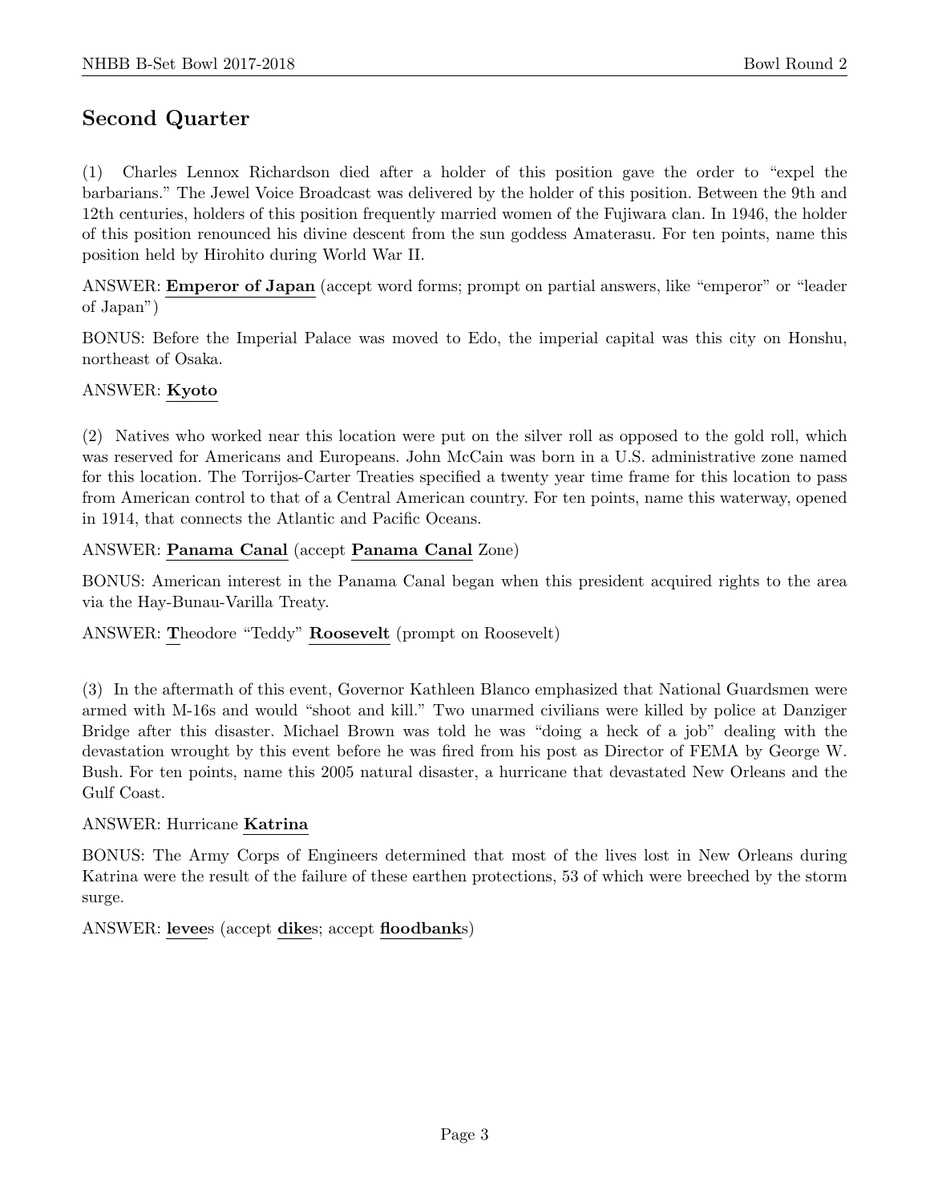## Second Quarter

(1) Charles Lennox Richardson died after a holder of this position gave the order to "expel the barbarians." The Jewel Voice Broadcast was delivered by the holder of this position. Between the 9th and 12th centuries, holders of this position frequently married women of the Fujiwara clan. In 1946, the holder of this position renounced his divine descent from the sun goddess Amaterasu. For ten points, name this position held by Hirohito during World War II.

ANSWER: **Emperor of Japan** (accept word forms; prompt on partial answers, like "emperor" or "leader of Japan")

BONUS: Before the Imperial Palace was moved to Edo, the imperial capital was this city on Honshu, northeast of Osaka.

ANSWER: **Kyoto**

(2) Natives who worked near this location were put on the silver roll as opposed to the gold roll, which was reserved for Americans and Europeans. John McCain was born in a U.S. administrative zone named for this location. The Torrijos-Carter Treaties specified a twenty year time frame for this location to pass from American control to that of a Central American country. For ten points, name this waterway, opened in 1914, that connects the Atlantic and Pacific Oceans.

ANSWER: **Panama Canal** (accept **Panama Canal** Zone)

BONUS: American interest in the Panama Canal began when this president acquired rights to the area via the Hay-Bunau-Varilla Treaty.

ANSWER: **T**heodore "Teddy" **Roosevelt** (prompt on Roosevelt)

(3) In the aftermath of this event, Governor Kathleen Blanco emphasized that National Guardsmen were armed with M-16s and would "shoot and kill." Two unarmed civilians were killed by police at Danziger Bridge after this disaster. Michael Brown was told he was "doing a heck of a job" dealing with the devastation wrought by this event before he was fired from his post as Director of FEMA by George W. Bush. For ten points, name this 2005 natural disaster, a hurricane that devastated New Orleans and the Gulf Coast.

ANSWER: Hurricane **Katrina**

BONUS: The Army Corps of Engineers determined that most of the lives lost in New Orleans during Katrina were the result of the failure of these earthen protections, 53 of which were breeched by the storm surge.

ANSWER: **levee**s (accept **dike**s; accept **floodbank**s)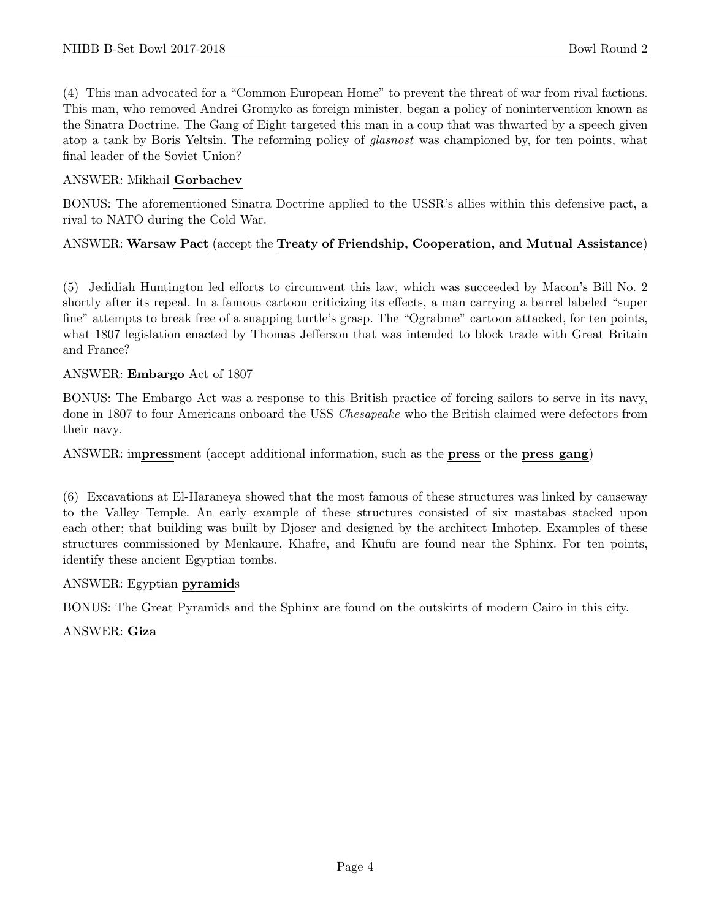(4) This man advocated for a "Common European Home" to prevent the threat of war from rival factions. This man, who removed Andrei Gromyko as foreign minister, began a policy of nonintervention known as the Sinatra Doctrine. The Gang of Eight targeted this man in a coup that was thwarted by a speech given atop a tank by Boris Yeltsin. The reforming policy of *glasnost* was championed by, for ten points, what final leader of the Soviet Union?

ANSWER: Mikhail **Gorbachev**

BONUS: The aforementioned Sinatra Doctrine applied to the USSR's allies within this defensive pact, a rival to NATO during the Cold War.

ANSWER: **Warsaw Pact** (accept the **Treaty of Friendship, Cooperation, and Mutual Assistance**)

(5) Jedidiah Huntington led efforts to circumvent this law, which was succeeded by Macon's Bill No. 2 shortly after its repeal. In a famous cartoon criticizing its effects, a man carrying a barrel labeled "super fine" attempts to break free of a snapping turtle's grasp. The "Ograbme" cartoon attacked, for ten points, what 1807 legislation enacted by Thomas Jefferson that was intended to block trade with Great Britain and France?

ANSWER: **Embargo** Act of 1807

BONUS: The Embargo Act was a response to this British practice of forcing sailors to serve in its navy, done in 1807 to four Americans onboard the USS *Chesapeake* who the British claimed were defectors from their navy.

ANSWER: im**press**ment (accept additional information, such as the **press** or the **press gang**)

(6) Excavations at El-Haraneya showed that the most famous of these structures was linked by causeway to the Valley Temple. An early example of these structures consisted of six mastabas stacked upon each other; that building was built by Djoser and designed by the architect Imhotep. Examples of these structures commissioned by Menkaure, Khafre, and Khufu are found near the Sphinx. For ten points, identify these ancient Egyptian tombs.

ANSWER: Egyptian **pyramid**s

BONUS: The Great Pyramids and the Sphinx are found on the outskirts of modern Cairo in this city.

ANSWER: **Giza**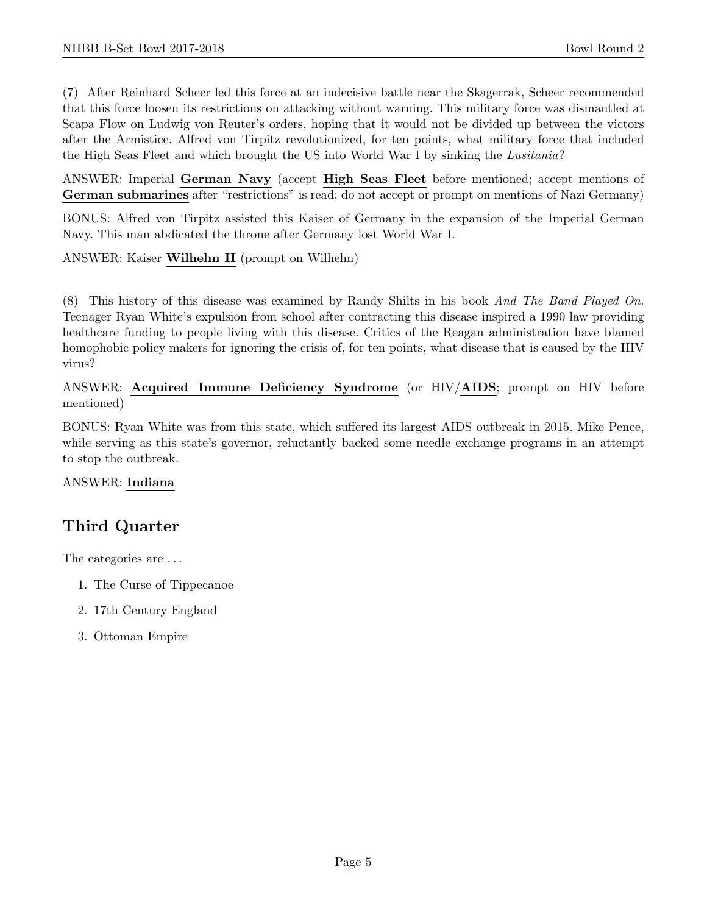(7) After Reinhard Scheer led this force at an indecisive battle near the Skagerrak, Scheer recommended that this force loosen its restrictions on attacking without warning. This military force was dismantled at Scapa Flow on Ludwig von Reuter's orders, hoping that it would not be divided up between the victors after the Armistice. Alfred von Tirpitz revolutionized, for ten points, what military force that included the High Seas Fleet and which brought the US into World War I by sinking the *Lusitania*?

ANSWER: Imperial **German Navy** (accept **High Seas Fleet** before mentioned; accept mentions of **German submarines** after "restrictions" is read; do not accept or prompt on mentions of Nazi Germany)

BONUS: Alfred von Tirpitz assisted this Kaiser of Germany in the expansion of the Imperial German Navy. This man abdicated the throne after Germany lost World War I.

ANSWER: Kaiser **Wilhelm II** (prompt on Wilhelm)

(8) This history of this disease was examined by Randy Shilts in his book *And The Band Played On*. Teenager Ryan White's expulsion from school after contracting this disease inspired a 1990 law providing healthcare funding to people living with this disease. Critics of the Reagan administration have blamed homophobic policy makers for ignoring the crisis of, for ten points, what disease that is caused by the HIV virus?

ANSWER: **Acquired Immune Deficiency Syndrome** (or HIV/**AIDS**; prompt on HIV before mentioned)

BONUS: Ryan White was from this state, which suffered its largest AIDS outbreak in 2015. Mike Pence, while serving as this state's governor, reluctantly backed some needle exchange programs in an attempt to stop the outbreak.

ANSWER: **Indiana**

## Third Quarter

The categories are ...

1. The Curse of Tippecanoe
2. 17th Century England
3. Ottoman Empire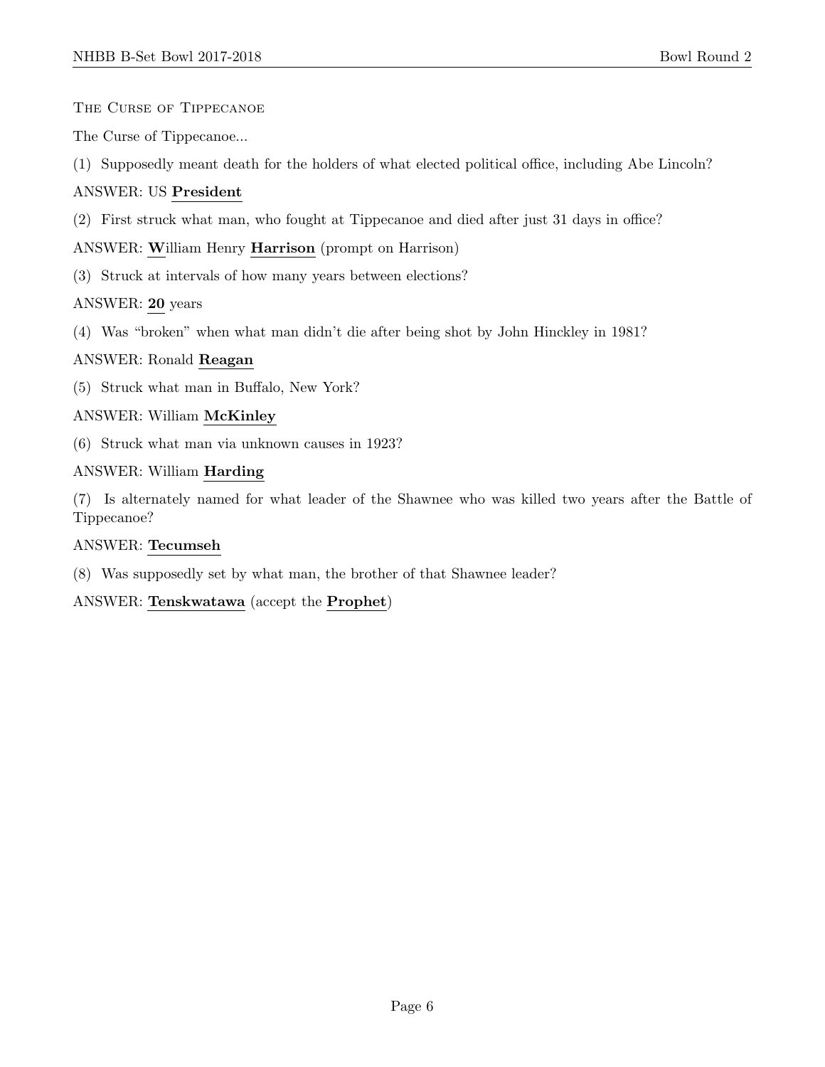### The Curse of Tippecanoe

The Curse of Tippecanoe...

(1) Supposedly meant death for the holders of what elected political office, including Abe Lincoln?

ANSWER: US **President**

(2) First struck what man, who fought at Tippecanoe and died after just 31 days in office?

ANSWER: **W**illiam Henry **Harrison** (prompt on Harrison)

(3) Struck at intervals of how many years between elections?

ANSWER: **20** years

(4) Was "broken" when what man didn't die after being shot by John Hinckley in 1981?

ANSWER: Ronald **Reagan**

(5) Struck what man in Buffalo, New York?

ANSWER: William **McKinley**

(6) Struck what man via unknown causes in 1923?

ANSWER: William **Harding**

(7) Is alternately named for what leader of the Shawnee who was killed two years after the Battle of Tippecanoe?

ANSWER: **Tecumseh**

(8) Was supposedly set by what man, the brother of that Shawnee leader?

ANSWER: **Tenskwatawa** (accept the **Prophet**)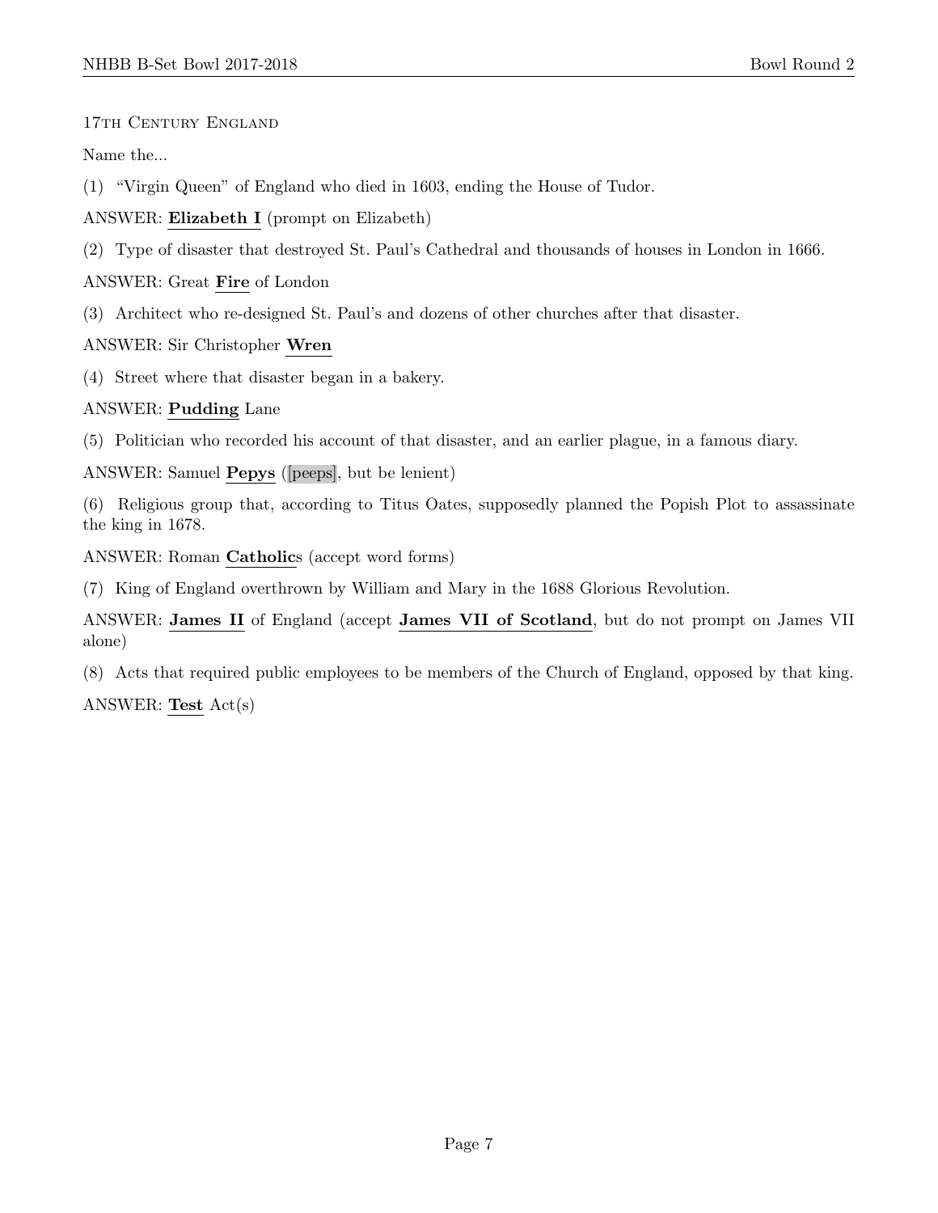17th Century England

Name the...

(1) "Virgin Queen" of England who died in 1603, ending the House of Tudor.

ANSWER: **Elizabeth I** (prompt on Elizabeth)

(2) Type of disaster that destroyed St. Paul's Cathedral and thousands of houses in London in 1666.

ANSWER: Great **Fire** of London

(3) Architect who re-designed St. Paul's and dozens of other churches after that disaster.

ANSWER: Sir Christopher **Wren**

(4) Street where that disaster began in a bakery.

ANSWER: **Pudding** Lane

(5) Politician who recorded his account of that disaster, and an earlier plague, in a famous diary.

ANSWER: Samuel **Pepys** ([peeps], but be lenient)

(6) Religious group that, according to Titus Oates, supposedly planned the Popish Plot to assassinate the king in 1678.

ANSWER: Roman **Catholic**s (accept word forms)

(7) King of England overthrown by William and Mary in the 1688 Glorious Revolution.

ANSWER: **James II** of England (accept **James VII of Scotland**, but do not prompt on James VII alone)

(8) Acts that required public employees to be members of the Church of England, opposed by that king.

ANSWER: **Test** Act(s)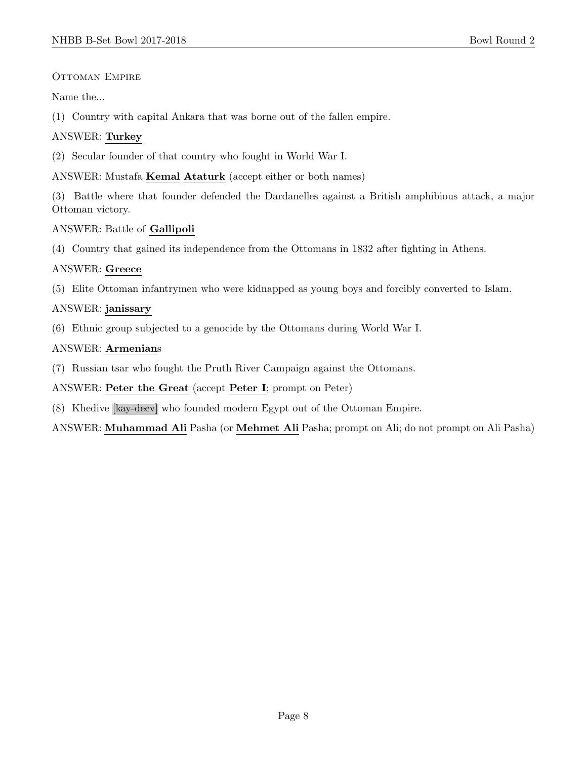Ottoman Empire

Name the...

(1) Country with capital Ankara that was borne out of the fallen empire.

ANSWER: **Turkey**

(2) Secular founder of that country who fought in World War I.

ANSWER: Mustafa **Kemal** **Ataturk** (accept either or both names)

(3) Battle where that founder defended the Dardanelles against a British amphibious attack, a major Ottoman victory.

ANSWER: Battle of **Gallipoli**

(4) Country that gained its independence from the Ottomans in 1832 after fighting in Athens.

ANSWER: **Greece**

(5) Elite Ottoman infantrymen who were kidnapped as young boys and forcibly converted to Islam.

ANSWER: **janissary**

(6) Ethnic group subjected to a genocide by the Ottomans during World War I.

ANSWER: **Armenian**s

(7) Russian tsar who fought the Pruth River Campaign against the Ottomans.

ANSWER: **Peter the Great** (accept **Peter I**; prompt on Peter)

(8) Khedive [kay-deev] who founded modern Egypt out of the Ottoman Empire.

ANSWER: **Muhammad Ali** Pasha (or **Mehmet Ali** Pasha; prompt on Ali; do not prompt on Ali Pasha)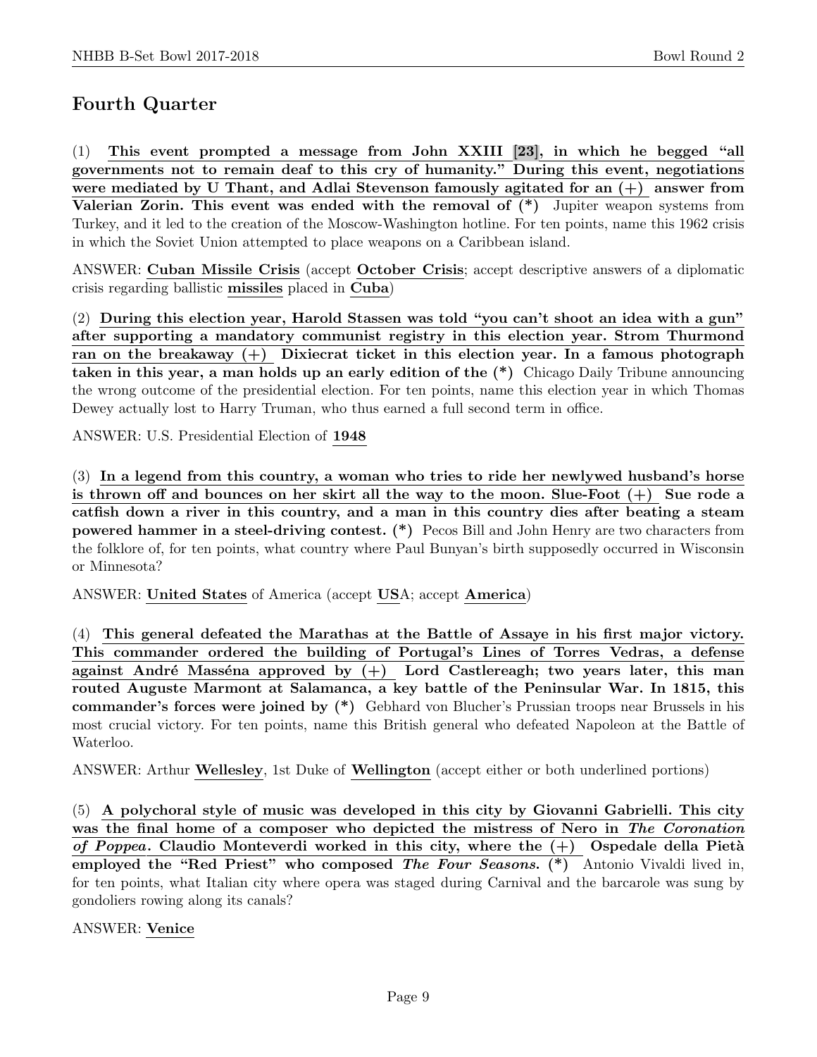## Fourth Quarter

(1) **This event prompted a message from John XXIII [23], in which he begged "all governments not to remain deaf to this cry of humanity." During this event, negotiations were mediated by U Thant, and Adlai Stevenson famously agitated for an (+) answer from Valerian Zorin. This event was ended with the removal of (\*)** Jupiter weapon systems from Turkey, and it led to the creation of the Moscow-Washington hotline. For ten points, name this 1962 crisis in which the Soviet Union attempted to place weapons on a Caribbean island.

ANSWER: **Cuban Missile Crisis** (accept **October Crisis**; accept descriptive answers of a diplomatic crisis regarding ballistic **missiles** placed in **Cuba**)

(2) **During this election year, Harold Stassen was told "you can't shoot an idea with a gun" after supporting a mandatory communist registry in this election year. Strom Thurmond ran on the breakaway (+) Dixiecrat ticket in this election year. In a famous photograph taken in this year, a man holds up an early edition of the (\*)** Chicago Daily Tribune announcing the wrong outcome of the presidential election. For ten points, name this election year in which Thomas Dewey actually lost to Harry Truman, who thus earned a full second term in office.

ANSWER: U.S. Presidential Election of **1948**

(3) **In a legend from this country, a woman who tries to ride her newlywed husband's horse is thrown off and bounces on her skirt all the way to the moon. Slue-Foot (+) Sue rode a catfish down a river in this country, and a man in this country dies after beating a steam powered hammer in a steel-driving contest. (\*)** Pecos Bill and John Henry are two characters from the folklore of, for ten points, what country where Paul Bunyan's birth supposedly occurred in Wisconsin or Minnesota?

ANSWER: **United States** of America (accept **US**A; accept **America**)

(4) **This general defeated the Marathas at the Battle of Assaye in his first major victory. This commander ordered the building of Portugal's Lines of Torres Vedras, a defense against André Masséna approved by (+) Lord Castlereagh; two years later, this man routed Auguste Marmont at Salamanca, a key battle of the Peninsular War. In 1815, this commander's forces were joined by (\*)** Gebhard von Blucher's Prussian troops near Brussels in his most crucial victory. For ten points, name this British general who defeated Napoleon at the Battle of Waterloo.

ANSWER: Arthur **Wellesley**, 1st Duke of **Wellington** (accept either or both underlined portions)

(5) **A polychoral style of music was developed in this city by Giovanni Gabrielli. This city was the final home of a composer who depicted the mistress of Nero in *The Coronation of Poppea*. Claudio Monteverdi worked in this city, where the (+) Ospedale della Pietà employed the "Red Priest" who composed *The Four Seasons*. (\*)** Antonio Vivaldi lived in, for ten points, what Italian city where opera was staged during Carnival and the barcarole was sung by gondoliers rowing along its canals?

ANSWER: **Venice**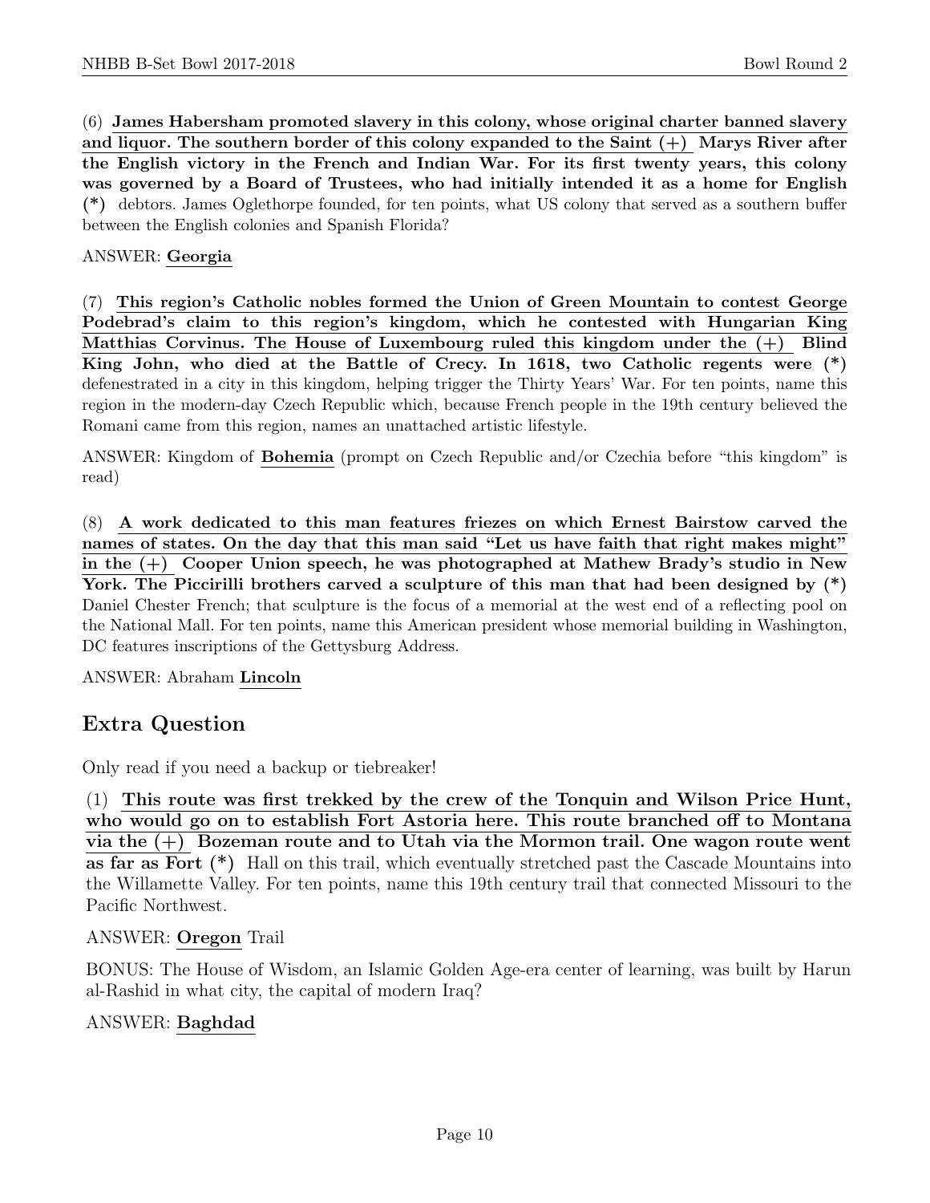(6) **James Habersham promoted slavery in this colony, whose original charter banned slavery and liquor. The southern border of this colony expanded to the Saint (+) Marys River after the English victory in the French and Indian War. For its first twenty years, this colony was governed by a Board of Trustees, who had initially intended it as a home for English (*)** debtors. James Oglethorpe founded, for ten points, what US colony that served as a southern buffer between the English colonies and Spanish Florida?

ANSWER: **Georgia**

(7) **This region's Catholic nobles formed the Union of Green Mountain to contest George Podebrad's claim to this region's kingdom, which he contested with Hungarian King Matthias Corvinus. The House of Luxembourg ruled this kingdom under the (+) Blind King John, who died at the Battle of Crecy. In 1618, two Catholic regents were (*)** defenestrated in a city in this kingdom, helping trigger the Thirty Years' War. For ten points, name this region in the modern-day Czech Republic which, because French people in the 19th century believed the Romani came from this region, names an unattached artistic lifestyle.

ANSWER: Kingdom of **Bohemia** (prompt on Czech Republic and/or Czechia before "this kingdom" is read)

(8) **A work dedicated to this man features friezes on which Ernest Bairstow carved the names of states. On the day that this man said "Let us have faith that right makes might" in the (+) Cooper Union speech, he was photographed at Mathew Brady's studio in New York. The Piccirilli brothers carved a sculpture of this man that had been designed by (*)** Daniel Chester French; that sculpture is the focus of a memorial at the west end of a reflecting pool on the National Mall. For ten points, name this American president whose memorial building in Washington, DC features inscriptions of the Gettysburg Address.

ANSWER: Abraham **Lincoln**

## Extra Question

Only read if you need a backup or tiebreaker!

(1) **This route was first trekked by the crew of the Tonquin and Wilson Price Hunt, who would go on to establish Fort Astoria here. This route branched off to Montana via the (+) Bozeman route and to Utah via the Mormon trail. One wagon route went as far as Fort (*)** Hall on this trail, which eventually stretched past the Cascade Mountains into the Willamette Valley. For ten points, name this 19th century trail that connected Missouri to the Pacific Northwest.

ANSWER: **Oregon** Trail

BONUS: The House of Wisdom, an Islamic Golden Age-era center of learning, was built by Harun al-Rashid in what city, the capital of modern Iraq?

ANSWER: **Baghdad**